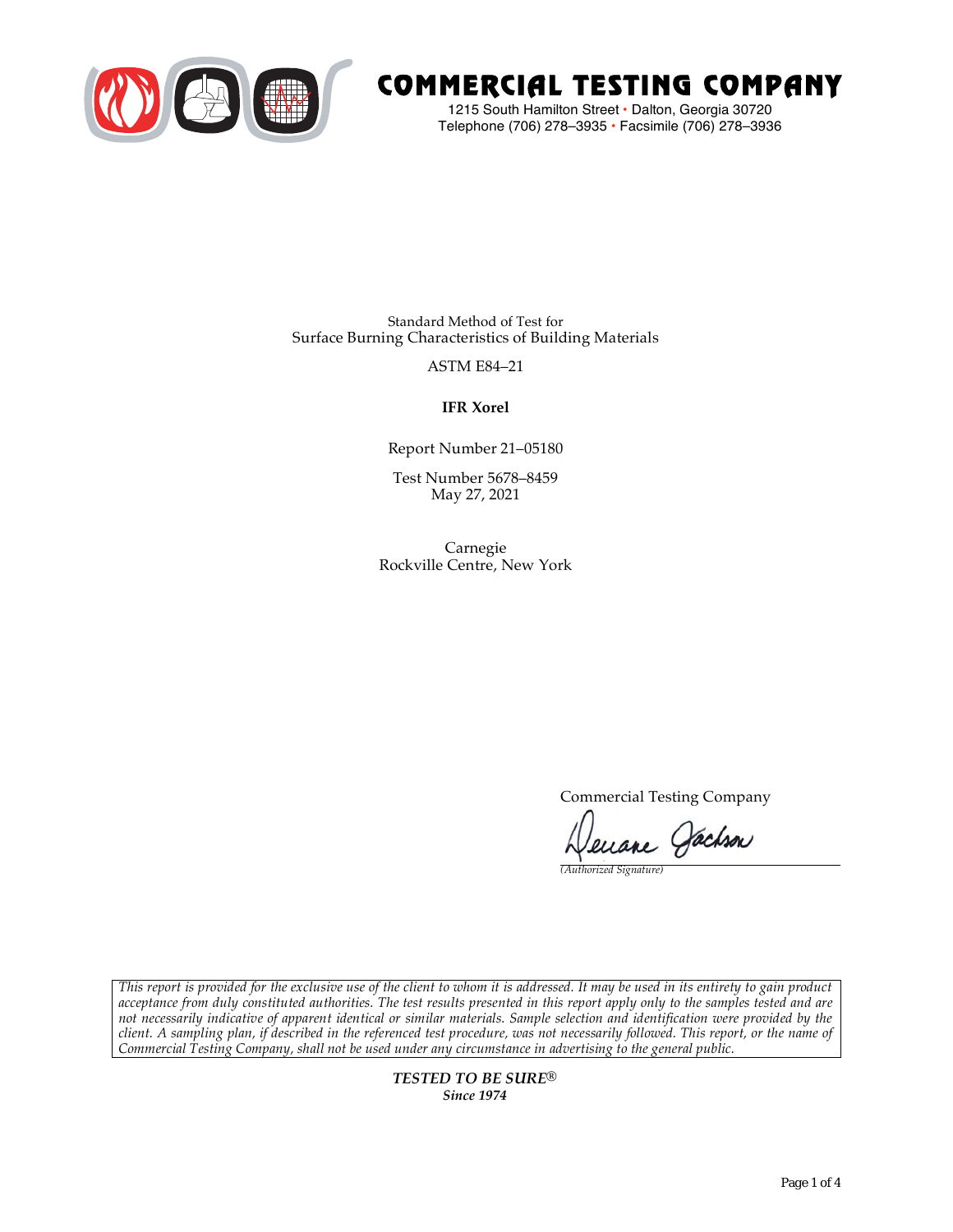# COMMERCIAL TESTING COMPANY

1215 South Hamilton Street • Dalton, Georgia 30720
Telephone (706) 278–3935 • Facsimile (706) 278–3936

Standard Method of Test for
Surface Burning Characteristics of Building Materials

ASTM E84–21

**IFR Xorel**

Report Number 21–05180

Test Number 5678–8459
May 27, 2021

Carnegie
Rockville Centre, New York

Commercial Testing Company

*(Authorized Signature)*

*This report is provided for the exclusive use of the client to whom it is addressed. It may be used in its entirety to gain product acceptance from duly constituted authorities. The test results presented in this report apply only to the samples tested and are not necessarily indicative of apparent identical or similar materials. Sample selection and identification were provided by the client. A sampling plan, if described in the referenced test procedure, was not necessarily followed. This report, or the name of Commercial Testing Company, shall not be used under any circumstance in advertising to the general public.*

***TESTED TO BE SURE®***
***Since 1974***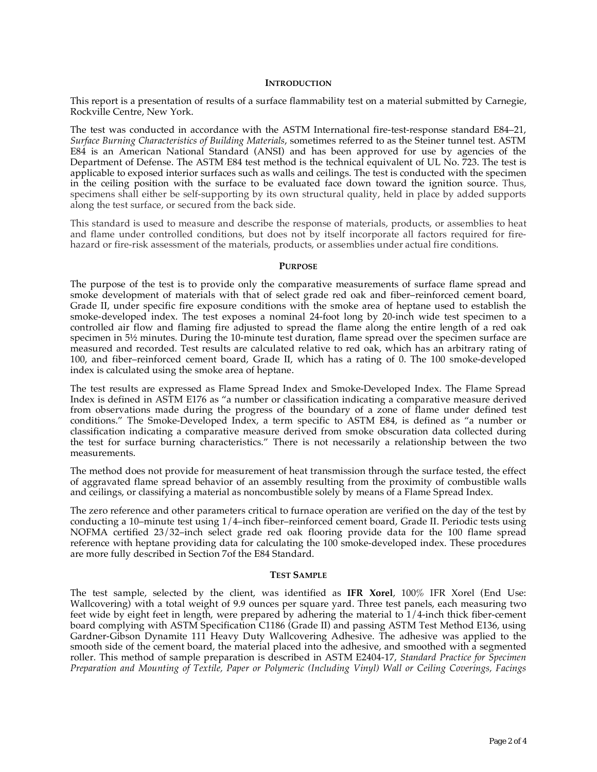## INTRODUCTION

This report is a presentation of results of a surface flammability test on a material submitted by Carnegie, Rockville Centre, New York.

The test was conducted in accordance with the ASTM International fire-test-response standard E84–21, *Surface Burning Characteristics of Building Materials*, sometimes referred to as the Steiner tunnel test. ASTM E84 is an American National Standard (ANSI) and has been approved for use by agencies of the Department of Defense. The ASTM E84 test method is the technical equivalent of UL No. 723. The test is applicable to exposed interior surfaces such as walls and ceilings. The test is conducted with the specimen in the ceiling position with the surface to be evaluated face down toward the ignition source. Thus, specimens shall either be self-supporting by its own structural quality, held in place by added supports along the test surface, or secured from the back side.

This standard is used to measure and describe the response of materials, products, or assemblies to heat and flame under controlled conditions, but does not by itself incorporate all factors required for fire-hazard or fire-risk assessment of the materials, products, or assemblies under actual fire conditions.

## PURPOSE

The purpose of the test is to provide only the comparative measurements of surface flame spread and smoke development of materials with that of select grade red oak and fiber–reinforced cement board, Grade II, under specific fire exposure conditions with the smoke area of heptane used to establish the smoke-developed index. The test exposes a nominal 24-foot long by 20-inch wide test specimen to a controlled air flow and flaming fire adjusted to spread the flame along the entire length of a red oak specimen in 5½ minutes. During the 10-minute test duration, flame spread over the specimen surface are measured and recorded. Test results are calculated relative to red oak, which has an arbitrary rating of 100, and fiber–reinforced cement board, Grade II, which has a rating of 0. The 100 smoke-developed index is calculated using the smoke area of heptane.

The test results are expressed as Flame Spread Index and Smoke-Developed Index. The Flame Spread Index is defined in ASTM E176 as "a number or classification indicating a comparative measure derived from observations made during the progress of the boundary of a zone of flame under defined test conditions." The Smoke-Developed Index, a term specific to ASTM E84, is defined as "a number or classification indicating a comparative measure derived from smoke obscuration data collected during the test for surface burning characteristics." There is not necessarily a relationship between the two measurements.

The method does not provide for measurement of heat transmission through the surface tested, the effect of aggravated flame spread behavior of an assembly resulting from the proximity of combustible walls and ceilings, or classifying a material as noncombustible solely by means of a Flame Spread Index.

The zero reference and other parameters critical to furnace operation are verified on the day of the test by conducting a 10–minute test using 1/4–inch fiber–reinforced cement board, Grade II. Periodic tests using NOFMA certified 23/32–inch select grade red oak flooring provide data for the 100 flame spread reference with heptane providing data for calculating the 100 smoke-developed index. These procedures are more fully described in Section 7of the E84 Standard.

## TEST SAMPLE

The test sample, selected by the client, was identified as **IFR Xorel**, 100% IFR Xorel (End Use: Wallcovering) with a total weight of 9.9 ounces per square yard. Three test panels, each measuring two feet wide by eight feet in length, were prepared by adhering the material to 1/4-inch thick fiber-cement board complying with ASTM Specification C1186 (Grade II) and passing ASTM Test Method E136, using Gardner-Gibson Dynamite 111 Heavy Duty Wallcovering Adhesive. The adhesive was applied to the smooth side of the cement board, the material placed into the adhesive, and smoothed with a segmented roller. This method of sample preparation is described in ASTM E2404-17, *Standard Practice for Specimen Preparation and Mounting of Textile, Paper or Polymeric (Including Vinyl) Wall or Ceiling Coverings, Facings*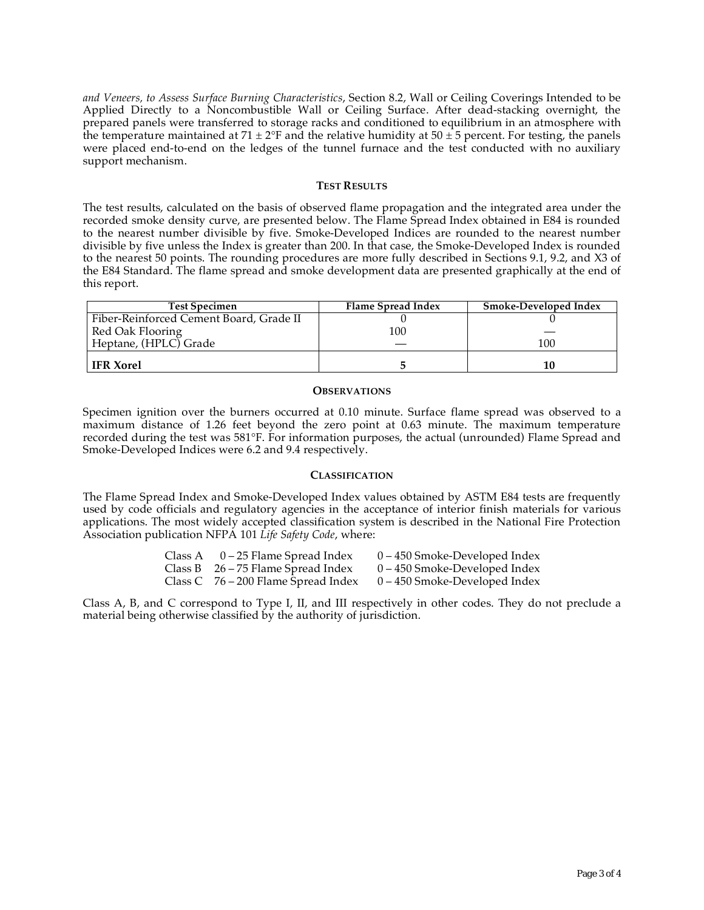*and Veneers, to Assess Surface Burning Characteristics*, Section 8.2, Wall or Ceiling Coverings Intended to be Applied Directly to a Noncombustible Wall or Ceiling Surface. After dead-stacking overnight, the prepared panels were transferred to storage racks and conditioned to equilibrium in an atmosphere with the temperature maintained at 71 ± 2°F and the relative humidity at 50 ± 5 percent. For testing, the panels were placed end-to-end on the ledges of the tunnel furnace and the test conducted with no auxiliary support mechanism.

## TEST RESULTS

The test results, calculated on the basis of observed flame propagation and the integrated area under the recorded smoke density curve, are presented below. The Flame Spread Index obtained in E84 is rounded to the nearest number divisible by five. Smoke-Developed Indices are rounded to the nearest number divisible by five unless the Index is greater than 200. In that case, the Smoke-Developed Index is rounded to the nearest 50 points. The rounding procedures are more fully described in Sections 9.1, 9.2, and X3 of the E84 Standard. The flame spread and smoke development data are presented graphically at the end of this report.

| Test Specimen | Flame Spread Index | Smoke-Developed Index |
|---|---|---|
| Fiber-Reinforced Cement Board, Grade II | 0 | 0 |
| Red Oak Flooring | 100 | — |
| Heptane, (HPLC) Grade | — | 100 |
| **IFR Xorel** | **5** | **10** |

## OBSERVATIONS

Specimen ignition over the burners occurred at 0.10 minute. Surface flame spread was observed to a maximum distance of 1.26 feet beyond the zero point at 0.63 minute. The maximum temperature recorded during the test was 581°F. For information purposes, the actual (unrounded) Flame Spread and Smoke-Developed Indices were 6.2 and 9.4 respectively.

## CLASSIFICATION

The Flame Spread Index and Smoke-Developed Index values obtained by ASTM E84 tests are frequently used by code officials and regulatory agencies in the acceptance of interior finish materials for various applications. The most widely accepted classification system is described in the National Fire Protection Association publication NFPA 101 *Life Safety Code*, where:

| | | |
|---|---|---|
| Class A | 0 – 25 Flame Spread Index | 0 – 450 Smoke-Developed Index |
| Class B | 26 – 75 Flame Spread Index | 0 – 450 Smoke-Developed Index |
| Class C | 76 – 200 Flame Spread Index | 0 – 450 Smoke-Developed Index |

Class A, B, and C correspond to Type I, II, and III respectively in other codes. They do not preclude a material being otherwise classified by the authority of jurisdiction.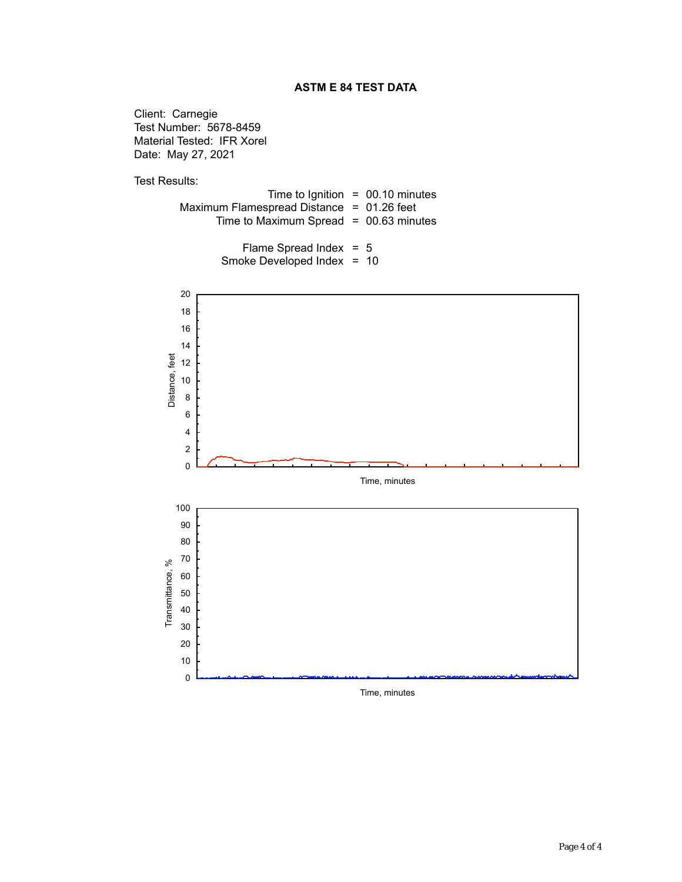# ASTM E 84 TEST DATA

Client: Carnegie
Test Number: 5678-8459
Material Tested: IFR Xorel
Date: May 27, 2021

Test Results:

Time to Ignition = 00.10 minutes
Maximum Flamespread Distance = 01.26 feet
Time to Maximum Spread = 00.63 minutes

Flame Spread Index = 5
Smoke Developed Index = 10

Distance, feet
20
18
16
14
12
10
8
6
4
2
0
Time, minutes

Transmittance, %
100
90
80
70
60
50
40
30
20
10
0
Time, minutes